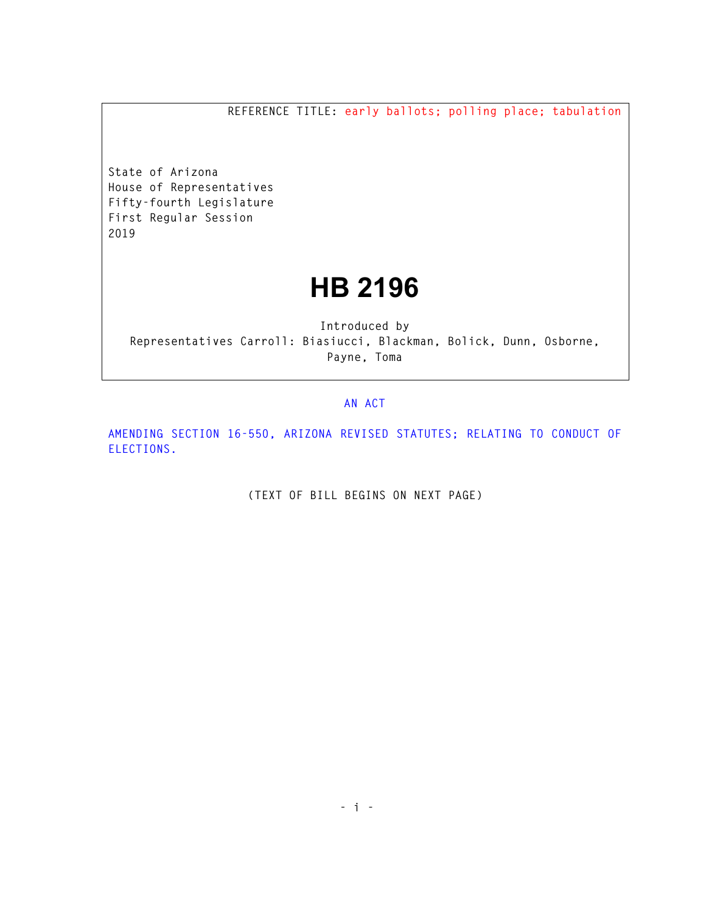REFERENCE TITLE: early ballots; polling place; tabulation

State of Arizona
House of Representatives
Fifty-fourth Legislature
First Regular Session
2019

# HB 2196

Introduced by
Representatives Carroll: Biasiucci, Blackman, Bolick, Dunn, Osborne, Payne, Toma

AN ACT

AMENDING SECTION 16-550, ARIZONA REVISED STATUTES; RELATING TO CONDUCT OF ELECTIONS.

(TEXT OF BILL BEGINS ON NEXT PAGE)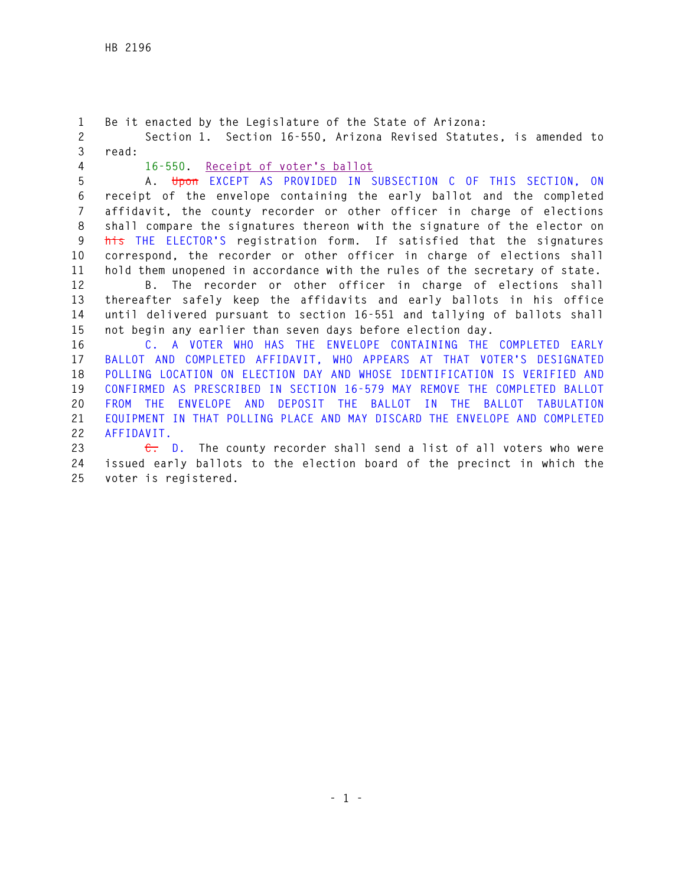Be it enacted by the Legislature of the State of Arizona:

Section 1. Section 16-550, Arizona Revised Statutes, is amended to read:

16-550. Receipt of voter's ballot

A. ~~Upon~~ EXCEPT AS PROVIDED IN SUBSECTION C OF THIS SECTION, ON receipt of the envelope containing the early ballot and the completed affidavit, the county recorder or other officer in charge of elections shall compare the signatures thereon with the signature of the elector on ~~his~~ THE ELECTOR'S registration form. If satisfied that the signatures correspond, the recorder or other officer in charge of elections shall hold them unopened in accordance with the rules of the secretary of state.

B. The recorder or other officer in charge of elections shall thereafter safely keep the affidavits and early ballots in his office until delivered pursuant to section 16-551 and tallying of ballots shall not begin any earlier than seven days before election day.

C. A VOTER WHO HAS THE ENVELOPE CONTAINING THE COMPLETED EARLY BALLOT AND COMPLETED AFFIDAVIT, WHO APPEARS AT THAT VOTER'S DESIGNATED POLLING LOCATION ON ELECTION DAY AND WHOSE IDENTIFICATION IS VERIFIED AND CONFIRMED AS PRESCRIBED IN SECTION 16-579 MAY REMOVE THE COMPLETED BALLOT FROM THE ENVELOPE AND DEPOSIT THE BALLOT IN THE BALLOT TABULATION EQUIPMENT IN THAT POLLING PLACE AND MAY DISCARD THE ENVELOPE AND COMPLETED AFFIDAVIT.

~~C.~~ D. The county recorder shall send a list of all voters who were issued early ballots to the election board of the precinct in which the voter is registered.